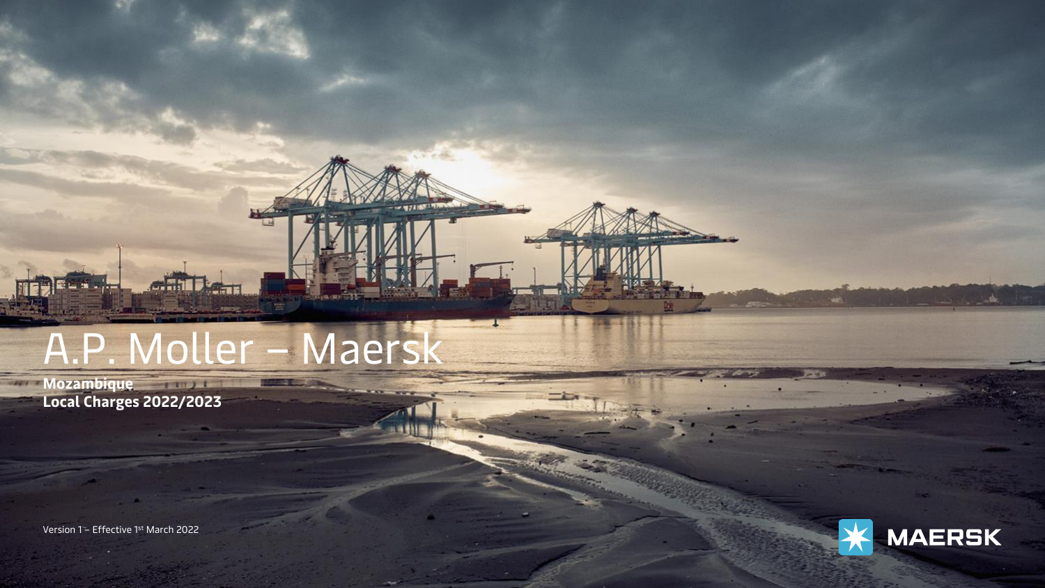# A.P. Moller – Maersk

**Mozambique**
**Local Charges 2022/2023**

Version 1 – Effective 1st March 2022

MAERSK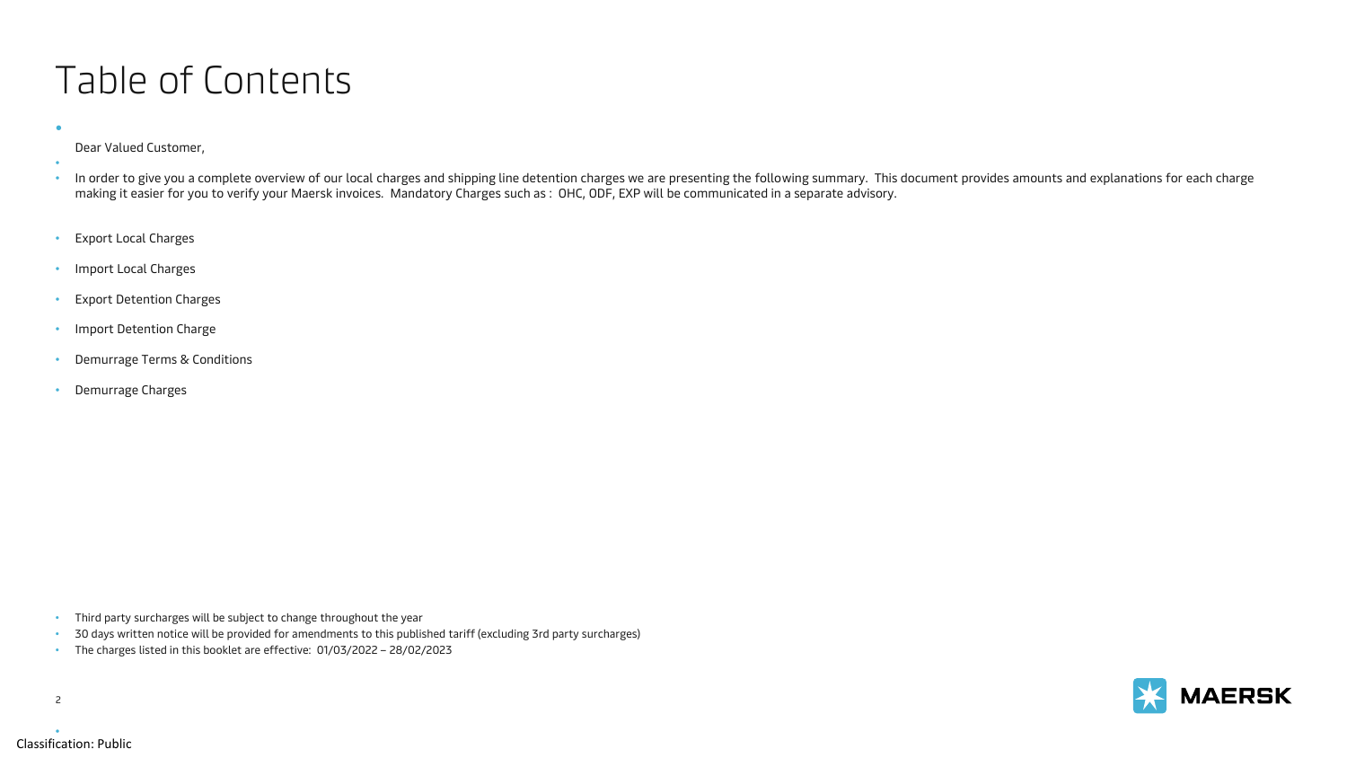# Table of Contents

Dear Valued Customer,

- In order to give you a complete overview of our local charges and shipping line detention charges we are presenting the following summary. This document provides amounts and explanations for each charge making it easier for you to verify your Maersk invoices. Mandatory Charges such as : OHC, ODF, EXP will be communicated in a separate advisory.

- Export Local Charges
- Import Local Charges
- Export Detention Charges
- Import Detention Charge
- Demurrage Terms & Conditions
- Demurrage Charges

- Third party surcharges will be subject to change throughout the year
- 30 days written notice will be provided for amendments to this published tariff (excluding 3rd party surcharges)
- The charges listed in this booklet are effective: 01/03/2022 – 28/02/2023

Classification: Public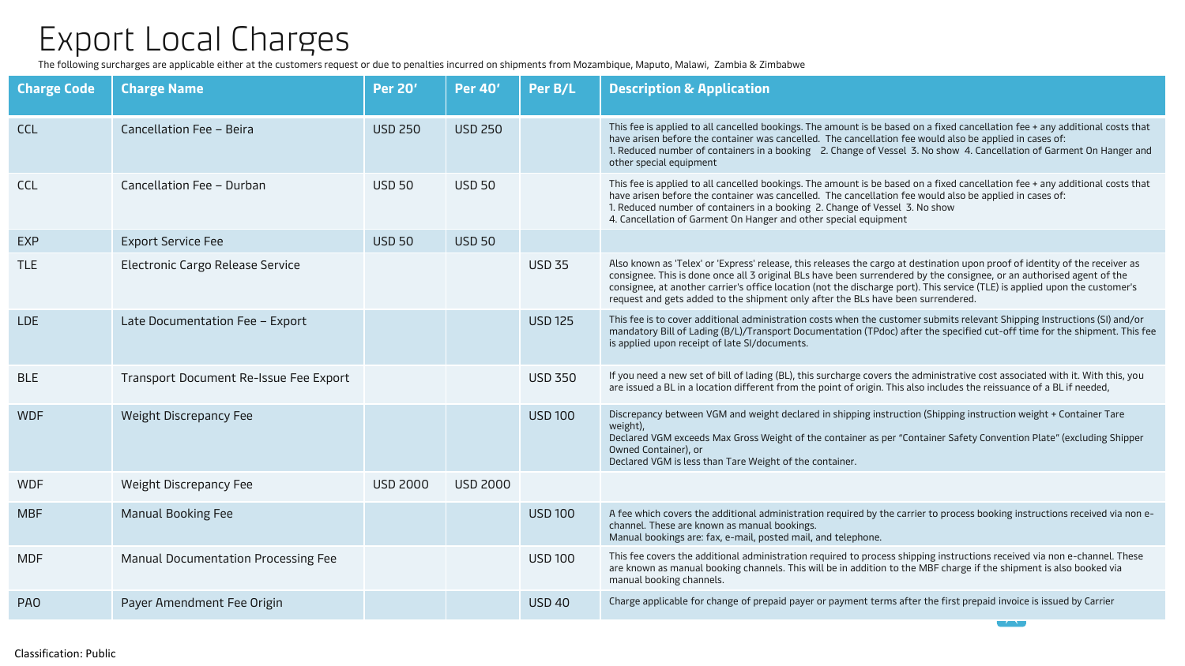# Export Local Charges

The following surcharges are applicable either at the customers request or due to penalties incurred on shipments from Mozambique, Maputo, Malawi, Zambia & Zimbabwe

| Charge Code | Charge Name | Per 20′ | Per 40′ | Per B/L | Description & Application |
|---|---|---|---|---|---|
| CCL | Cancellation Fee – Beira | USD 250 | USD 250 | | This fee is applied to all cancelled bookings. The amount is be based on a fixed cancellation fee + any additional costs that have arisen before the container was cancelled. The cancellation fee would also be applied in cases of: 1. Reduced number of containers in a booking 2. Change of Vessel 3. No show 4. Cancellation of Garment On Hanger and other special equipment |
| CCL | Cancellation Fee – Durban | USD 50 | USD 50 | | This fee is applied to all cancelled bookings. The amount is be based on a fixed cancellation fee + any additional costs that have arisen before the container was cancelled. The cancellation fee would also be applied in cases of: 1. Reduced number of containers in a booking 2. Change of Vessel 3. No show 4. Cancellation of Garment On Hanger and other special equipment |
| EXP | Export Service Fee | USD 50 | USD 50 | | |
| TLE | Electronic Cargo Release Service | | | USD 35 | Also known as 'Telex' or 'Express' release, this releases the cargo at destination upon proof of identity of the receiver as consignee. This is done once all 3 original BLs have been surrendered by the consignee, or an authorised agent of the consignee, at another carrier's office location (not the discharge port). This service (TLE) is applied upon the customer's request and gets added to the shipment only after the BLs have been surrendered. |
| LDE | Late Documentation Fee – Export | | | USD 125 | This fee is to cover additional administration costs when the customer submits relevant Shipping Instructions (SI) and/or mandatory Bill of Lading (B/L)/Transport Documentation (TPdoc) after the specified cut-off time for the shipment. This fee is applied upon receipt of late SI/documents. |
| BLE | Transport Document Re-Issue Fee Export | | | USD 350 | If you need a new set of bill of lading (BL), this surcharge covers the administrative cost associated with it. With this, you are issued a BL in a location different from the point of origin. This also includes the reissuance of a BL if needed, |
| WDF | Weight Discrepancy Fee | | | USD 100 | Discrepancy between VGM and weight declared in shipping instruction (Shipping instruction weight + Container Tare weight), Declared VGM exceeds Max Gross Weight of the container as per "Container Safety Convention Plate" (excluding Shipper Owned Container), or Declared VGM is less than Tare Weight of the container. |
| WDF | Weight Discrepancy Fee | USD 2000 | USD 2000 | | |
| MBF | Manual Booking Fee | | | USD 100 | A fee which covers the additional administration required by the carrier to process booking instructions received via non e-channel. These are known as manual bookings. Manual bookings are: fax, e-mail, posted mail, and telephone. |
| MDF | Manual Documentation Processing Fee | | | USD 100 | This fee covers the additional administration required to process shipping instructions received via non e-channel. These are known as manual booking channels. This will be in addition to the MBF charge if the shipment is also booked via manual booking channels. |
| PAO | Payer Amendment Fee Origin | | | USD 40 | Charge applicable for change of prepaid payer or payment terms after the first prepaid invoice is issued by Carrier |

Classification: Public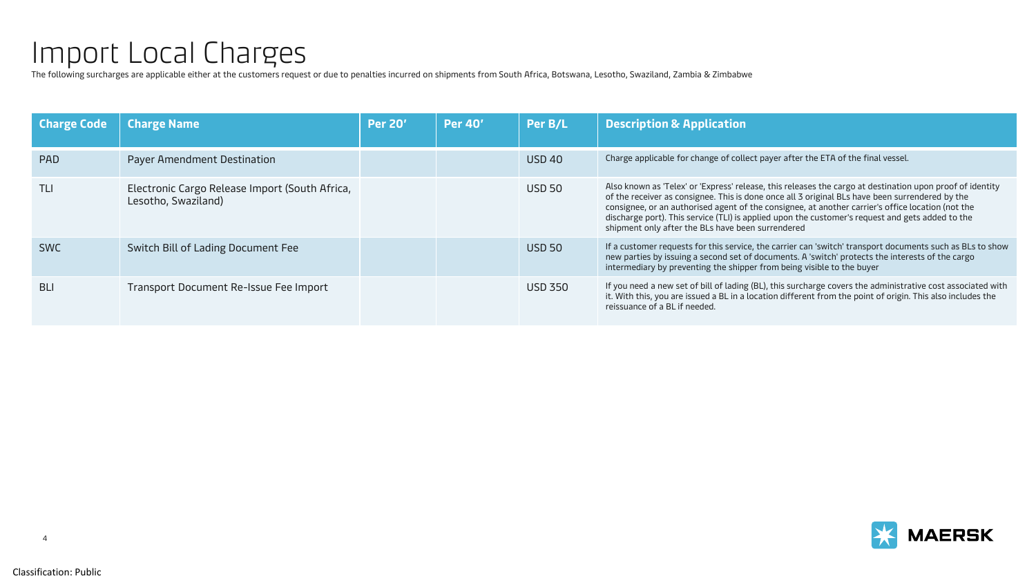# Import Local Charges

The following surcharges are applicable either at the customers request or due to penalties incurred on shipments from South Africa, Botswana, Lesotho, Swaziland, Zambia & Zimbabwe

| Charge Code | Charge Name | Per 20' | Per 40' | Per B/L | Description & Application |
| --- | --- | --- | --- | --- | --- |
| PAD | Payer Amendment Destination | | | USD 40 | Charge applicable for change of collect payer after the ETA of the final vessel. |
| TLI | Electronic Cargo Release Import (South Africa, Lesotho, Swaziland) | | | USD 50 | Also known as 'Telex' or 'Express' release, this releases the cargo at destination upon proof of identity of the receiver as consignee. This is done once all 3 original BLs have been surrendered by the consignee, or an authorised agent of the consignee, at another carrier's office location (not the discharge port). This service (TLI) is applied upon the customer's request and gets added to the shipment only after the BLs have been surrendered |
| SWC | Switch Bill of Lading Document Fee | | | USD 50 | If a customer requests for this service, the carrier can 'switch' transport documents such as BLs to show new parties by issuing a second set of documents. A 'switch' protects the interests of the cargo intermediary by preventing the shipper from being visible to the buyer |
| BLI | Transport Document Re-Issue Fee Import | | | USD 350 | If you need a new set of bill of lading (BL), this surcharge covers the administrative cost associated with it. With this, you are issued a BL in a location different from the point of origin. This also includes the reissuance of a BL if needed. |

Classification: Public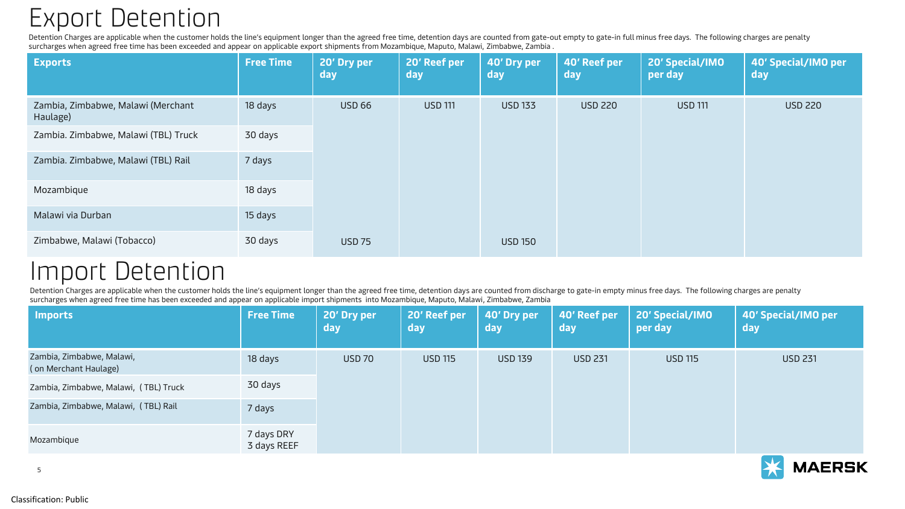# Export Detention

Detention Charges are applicable when the customer holds the line's equipment longer than the agreed free time, detention days are counted from gate-out empty to gate-in full minus free days. The following charges are penalty surcharges when agreed free time has been exceeded and appear on applicable export shipments from Mozambique, Maputo, Malawi, Zimbabwe, Zambia .

| Exports | Free Time | 20' Dry per day | 20' Reef per day | 40' Dry per day | 40' Reef per day | 20' Special/IMO per day | 40' Special/IMO per day |
|---|---|---|---|---|---|---|---|
| Zambia, Zimbabwe, Malawi (Merchant Haulage) | 18 days | USD 66 | USD 111 | USD 133 | USD 220 | USD 111 | USD 220 |
| Zambia. Zimbabwe, Malawi (TBL) Truck | 30 days | | | | | | |
| Zambia. Zimbabwe, Malawi (TBL) Rail | 7 days | | | | | | |
| Mozambique | 18 days | | | | | | |
| Malawi via Durban | 15 days | | | | | | |
| Zimbabwe, Malawi (Tobacco) | 30 days | USD 75 | | USD 150 | | | |

# Import Detention

Detention Charges are applicable when the customer holds the line's equipment longer than the agreed free time, detention days are counted from discharge to gate-in empty minus free days. The following charges are penalty surcharges when agreed free time has been exceeded and appear on applicable import shipments into Mozambique, Maputo, Malawi, Zimbabwe, Zambia

| Imports | Free Time | 20' Dry per day | 20' Reef per day | 40' Dry per day | 40' Reef per day | 20' Special/IMO per day | 40' Special/IMO per day |
|---|---|---|---|---|---|---|---|
| Zambia, Zimbabwe, Malawi, ( on Merchant Haulage) | 18 days | USD 70 | USD 115 | USD 139 | USD 231 | USD 115 | USD 231 |
| Zambia, Zimbabwe, Malawi, ( TBL) Truck | 30 days | | | | | | |
| Zambia, Zimbabwe, Malawi, ( TBL) Rail | 7 days | | | | | | |
| Mozambique | 7 days DRY 3 days REEF | | | | | | |

Classification: Public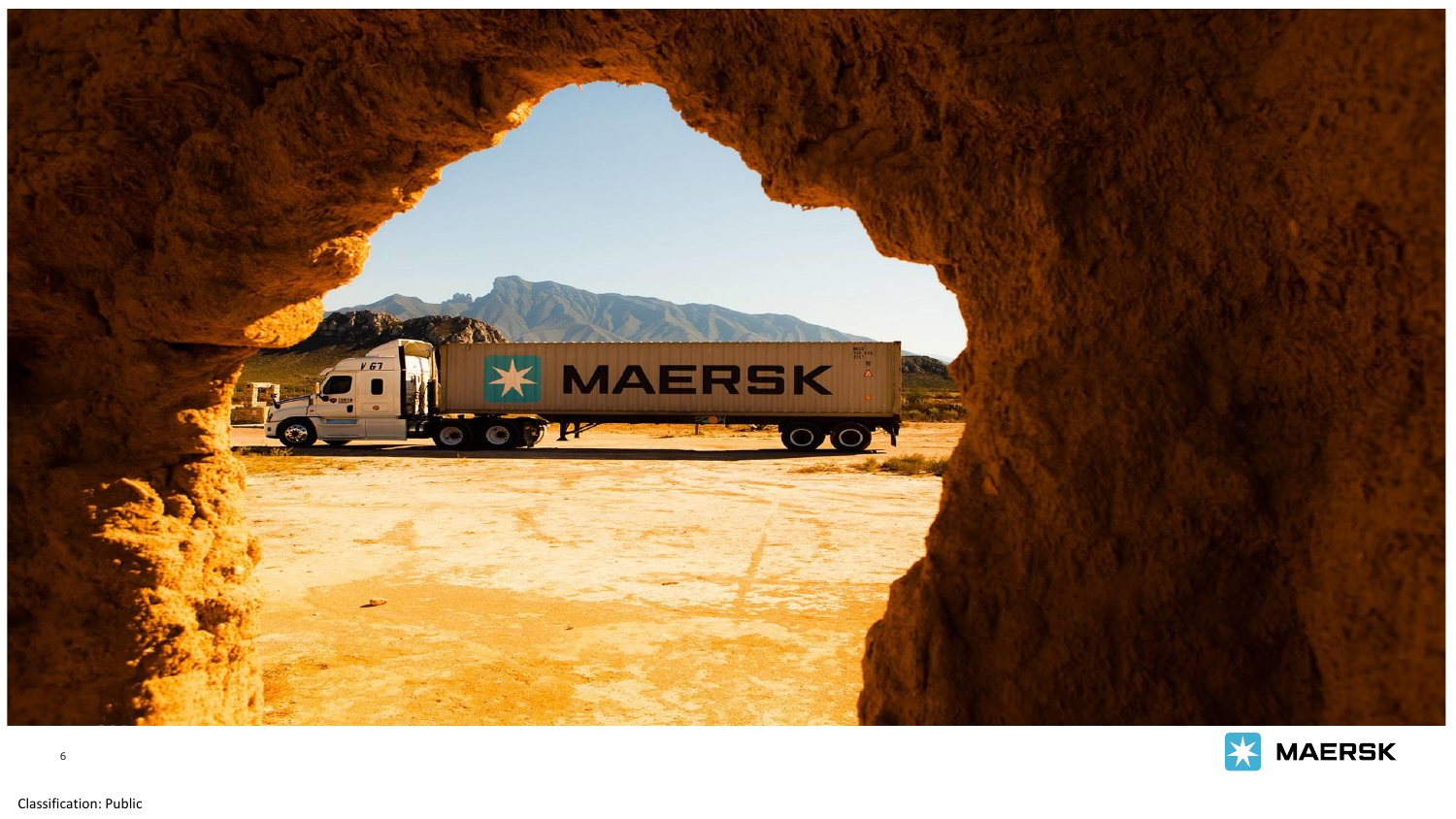Classification: Public